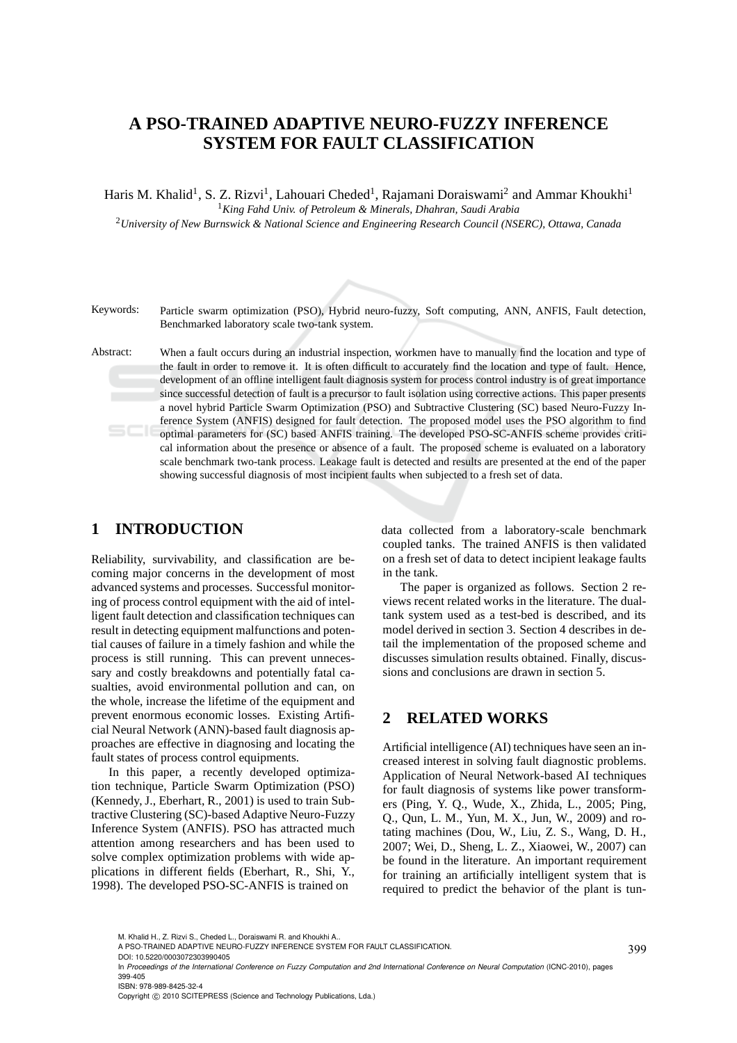# A PSO-TRAINED ADAPTIVE NEURO-FUZZY INFERENCE SYSTEM FOR FAULT CLASSIFICATION

Haris M. Khalid[1], S. Z. Rizvi[1], Lahouari Cheded[1], Rajamani Doraiswami[2] and Ammar Khoukhi[1]

[1]*King Fahd Univ. of Petroleum & Minerals, Dhahran, Saudi Arabia*

[2]*University of New Burnswick & National Science and Engineering Research Council (NSERC), Ottawa, Canada*

Keywords: Particle swarm optimization (PSO), Hybrid neuro-fuzzy, Soft computing, ANN, ANFIS, Fault detection, Benchmarked laboratory scale two-tank system.

Abstract: When a fault occurs during an industrial inspection, workmen have to manually find the location and type of the fault in order to remove it. It is often difficult to accurately find the location and type of fault. Hence, development of an offline intelligent fault diagnosis system for process control industry is of great importance since successful detection of fault is a precursor to fault isolation using corrective actions. This paper presents a novel hybrid Particle Swarm Optimization (PSO) and Subtractive Clustering (SC) based Neuro-Fuzzy Inference System (ANFIS) designed for fault detection. The proposed model uses the PSO algorithm to find optimal parameters for (SC) based ANFIS training. The developed PSO-SC-ANFIS scheme provides critical information about the presence or absence of a fault. The proposed scheme is evaluated on a laboratory scale benchmark two-tank process. Leakage fault is detected and results are presented at the end of the paper showing successful diagnosis of most incipient faults when subjected to a fresh set of data.

## 1 INTRODUCTION

Reliability, survivability, and classification are becoming major concerns in the development of most advanced systems and processes. Successful monitoring of process control equipment with the aid of intelligent fault detection and classification techniques can result in detecting equipment malfunctions and potential causes of failure in a timely fashion and while the process is still running. This can prevent unnecessary and costly breakdowns and potentially fatal casualties, avoid environmental pollution and can, on the whole, increase the lifetime of the equipment and prevent enormous economic losses. Existing Artificial Neural Network (ANN)-based fault diagnosis approaches are effective in diagnosing and locating the fault states of process control equipments.

In this paper, a recently developed optimization technique, Particle Swarm Optimization (PSO) (Kennedy, J., Eberhart, R., 2001) is used to train Subtractive Clustering (SC)-based Adaptive Neuro-Fuzzy Inference System (ANFIS). PSO has attracted much attention among researchers and has been used to solve complex optimization problems with wide applications in different fields (Eberhart, R., Shi, Y., 1998). The developed PSO-SC-ANFIS is trained on data collected from a laboratory-scale benchmark coupled tanks. The trained ANFIS is then validated on a fresh set of data to detect incipient leakage faults in the tank.

The paper is organized as follows. Section 2 reviews recent related works in the literature. The dual-tank system used as a test-bed is described, and its model derived in section 3. Section 4 describes in detail the implementation of the proposed scheme and discusses simulation results obtained. Finally, discussions and conclusions are drawn in section 5.

## 2 RELATED WORKS

Artificial intelligence (AI) techniques have seen an increased interest in solving fault diagnostic problems. Application of Neural Network-based AI techniques for fault diagnosis of systems like power transformers (Ping, Y. Q., Wude, X., Zhida, L., 2005; Ping, Q., Qun, L. M., Yun, M. X., Jun, W., 2009) and rotating machines (Dou, W., Liu, Z. S., Wang, D. H., 2007; Wei, D., Sheng, L. Z., Xiaowei, W., 2007) can be found in the literature. An important requirement for training an artificially intelligent system that is required to predict the behavior of the plant is tun-

M. Khalid H., Z. Rizvi S., Cheded L., Doraiswami R. and Khoukhi A..
A PSO-TRAINED ADAPTIVE NEURO-FUZZY INFERENCE SYSTEM FOR FAULT CLASSIFICATION.
DOI: 10.5220/0003072303990405
In *Proceedings of the International Conference on Fuzzy Computation and 2nd International Conference on Neural Computation* (ICNC-2010), pages 399-405
ISBN: 978-989-8425-32-4
Copyright © 2010 SCITEPRESS (Science and Technology Publications, Lda.)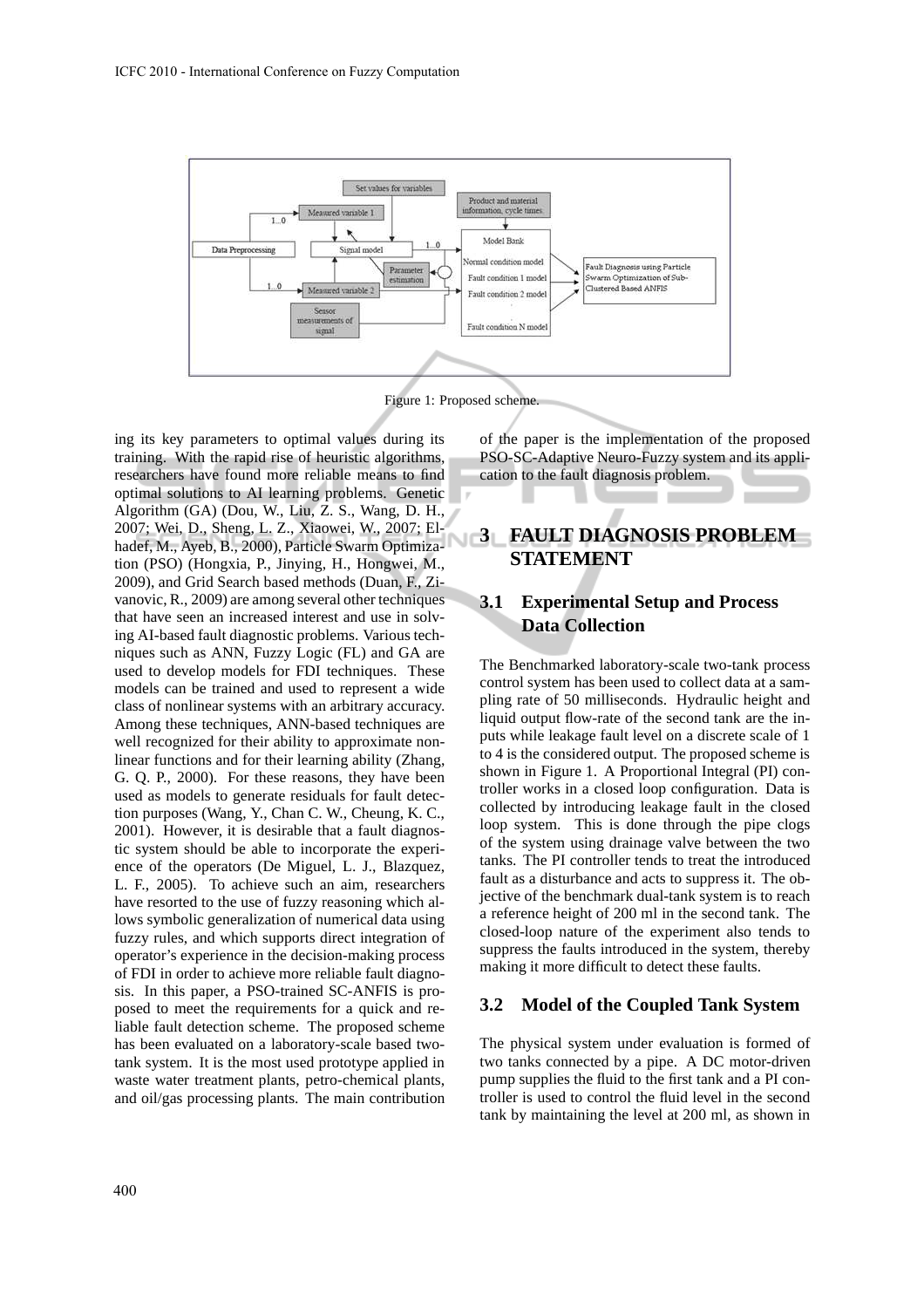Figure 1: Proposed scheme.

ing its key parameters to optimal values during its training. With the rapid rise of heuristic algorithms, researchers have found more reliable means to find optimal solutions to AI learning problems. Genetic Algorithm (GA) (Dou, W., Liu, Z. S., Wang, D. H., 2007; Wei, D., Sheng, L. Z., Xiaowei, W., 2007; Elhadef, M., Ayeb, B., 2000), Particle Swarm Optimization (PSO) (Hongxia, P., Jinying, H., Hongwei, M., 2009), and Grid Search based methods (Duan, F., Zivanovic, R., 2009) are among several other techniques that have seen an increased interest and use in solving AI-based fault diagnostic problems. Various techniques such as ANN, Fuzzy Logic (FL) and GA are used to develop models for FDI techniques. These models can be trained and used to represent a wide class of nonlinear systems with an arbitrary accuracy. Among these techniques, ANN-based techniques are well recognized for their ability to approximate nonlinear functions and for their learning ability (Zhang, G. Q. P., 2000). For these reasons, they have been used as models to generate residuals for fault detection purposes (Wang, Y., Chan C. W., Cheung, K. C., 2001). However, it is desirable that a fault diagnostic system should be able to incorporate the experience of the operators (De Miguel, L. J., Blazquez, L. F., 2005). To achieve such an aim, researchers have resorted to the use of fuzzy reasoning which allows symbolic generalization of numerical data using fuzzy rules, and which supports direct integration of operator's experience in the decision-making process of FDI in order to achieve more reliable fault diagnosis. In this paper, a PSO-trained SC-ANFIS is proposed to meet the requirements for a quick and reliable fault detection scheme. The proposed scheme has been evaluated on a laboratory-scale based two-tank system. It is the most used prototype applied in waste water treatment plants, petro-chemical plants, and oil/gas processing plants. The main contribution of the paper is the implementation of the proposed PSO-SC-Adaptive Neuro-Fuzzy system and its application to the fault diagnosis problem.

## 3 FAULT DIAGNOSIS PROBLEM STATEMENT

### 3.1 Experimental Setup and Process Data Collection

The Benchmarked laboratory-scale two-tank process control system has been used to collect data at a sampling rate of 50 milliseconds. Hydraulic height and liquid output flow-rate of the second tank are the inputs while leakage fault level on a discrete scale of 1 to 4 is the considered output. The proposed scheme is shown in Figure 1. A Proportional Integral (PI) controller works in a closed loop configuration. Data is collected by introducing leakage fault in the closed loop system. This is done through the pipe clogs of the system using drainage valve between the two tanks. The PI controller tends to treat the introduced fault as a disturbance and acts to suppress it. The objective of the benchmark dual-tank system is to reach a reference height of 200 ml in the second tank. The closed-loop nature of the experiment also tends to suppress the faults introduced in the system, thereby making it more difficult to detect these faults.

### 3.2 Model of the Coupled Tank System

The physical system under evaluation is formed of two tanks connected by a pipe. A DC motor-driven pump supplies the fluid to the first tank and a PI controller is used to control the fluid level in the second tank by maintaining the level at 200 ml, as shown in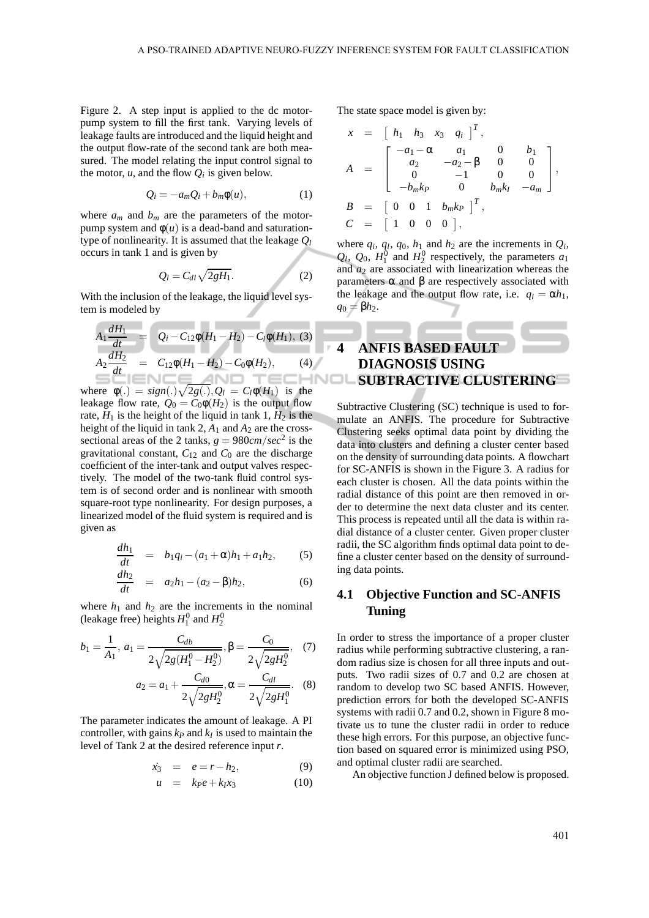Figure 2. A step input is applied to the dc motor-pump system to fill the first tank. Varying levels of leakage faults are introduced and the liquid height and the output flow-rate of the second tank are both measured. The model relating the input control signal to the motor, $u$, and the flow $Q_i$ is given below.

$$Q_i = -a_m Q_i + b_m \phi(u), \tag{1}$$

where $a_m$ and $b_m$ are the parameters of the motor-pump system and $\phi(u)$ is a dead-band and saturation-type of nonlinearity. It is assumed that the leakage $Q_l$ occurs in tank 1 and is given by

$$Q_l = C_{dl}\sqrt{2gH_1}. \tag{2}$$

With the inclusion of the leakage, the liquid level system is modeled by

$$A_1 \frac{dH_1}{dt} = Q_i - C_{12}\phi(H_1 - H_2) - C_l \phi(H_1), \tag{3}$$

$$A_2 \frac{dH_2}{dt} = C_{12}\phi(H_1 - H_2) - C_0 \phi(H_2), \tag{4}$$

where $\phi(.) = sign(.)\sqrt{2g(.)}, Q_l = C_l \phi(H_1)$ is the leakage flow rate, $Q_0 = C_0 \phi(H_2)$ is the output flow rate, $H_1$ is the height of the liquid in tank 1, $H_2$ is the height of the liquid in tank 2, $A_1$ and $A_2$ are the cross-sectional areas of the 2 tanks, $g = 980 cm/sec^2$ is the gravitational constant, $C_{12}$ and $C_0$ are the discharge coefficient of the inter-tank and output valves respectively. The model of the two-tank fluid control system is of second order and is nonlinear with smooth square-root type nonlinearity. For design purposes, a linearized model of the fluid system is required and is given as

$$\frac{dh_1}{dt} = b_1 q_i - (a_1 + \alpha)h_1 + a_1 h_2, \tag{5}$$

$$\frac{dh_2}{dt} = a_2 h_1 - (a_2 - \beta)h_2, \tag{6}$$

where $h_1$ and $h_2$ are the increments in the nominal (leakage free) heights $H_1^0$ and $H_2^0$

$$b_1 = \frac{1}{A_1},\ a_1 = \frac{C_{db}}{2\sqrt{2g(H_1^0 - H_2^0)}}, \beta = \frac{C_0}{2\sqrt{2gH_2^0}}, \tag{7}$$

$$a_2 = a_1 + \frac{C_{d0}}{2\sqrt{2gH_2^0}}, \alpha = \frac{C_{dl}}{2\sqrt{2gH_1^0}}. \tag{8}$$

The parameter indicates the amount of leakage. A PI controller, with gains $k_P$ and $k_I$ is used to maintain the level of Tank 2 at the desired reference input $r$.

$$\dot{x_3} = e = r - h_2, \tag{9}$$

$$u = k_P e + k_I x_3 \tag{10}$$

The state space model is given by:

$$x = \begin{bmatrix} h_1 & h_3 & x_3 & q_i \end{bmatrix}^T,$$

$$A = \begin{bmatrix} -a_1 - \alpha & a_1 & 0 & b_1 \\ a_2 & -a_2 - \beta & 0 & 0 \\ 0 & -1 & 0 & 0 \\ -b_m k_P & 0 & b_m k_I & -a_m \end{bmatrix},$$

$$B = \begin{bmatrix} 0 & 0 & 1 & b_m k_P \end{bmatrix}^T,$$

$$C = \begin{bmatrix} 1 & 0 & 0 & 0 \end{bmatrix},$$

where $q_i$, $q_l$, $q_0$, $h_1$ and $h_2$ are the increments in $Q_i$, $Q_l$, $Q_0$, $H_1^0$ and $H_2^0$ respectively, the parameters $a_1$ and $a_2$ are associated with linearization whereas the parameters $\alpha$ and $\beta$ are respectively associated with the leakage and the output flow rate, i.e. $q_l = \alpha h_1$, $q_0 = \beta h_2$.

# 4 ANFIS BASED FAULT DIAGNOSIS USING SUBTRACTIVE CLUSTERING

Subtractive Clustering (SC) technique is used to formulate an ANFIS. The procedure for Subtractive Clustering seeks optimal data point by dividing the data into clusters and defining a cluster center based on the density of surrounding data points. A flowchart for SC-ANFIS is shown in the Figure 3. A radius for each cluster is chosen. All the data points within the radial distance of this point are then removed in order to determine the next data cluster and its center. This process is repeated until all the data is within radial distance of a cluster center. Given proper cluster radii, the SC algorithm finds optimal data point to define a cluster center based on the density of surrounding data points.

## 4.1 Objective Function and SC-ANFIS Tuning

In order to stress the importance of a proper cluster radius while performing subtractive clustering, a random radius size is chosen for all three inputs and outputs. Two radii sizes of 0.7 and 0.2 are chosen at random to develop two SC based ANFIS. However, prediction errors for both the developed SC-ANFIS systems with radii 0.7 and 0.2, shown in Figure 8 motivate us to tune the cluster radii in order to reduce these high errors. For this purpose, an objective function based on squared error is minimized using PSO, and optimal cluster radii are searched.

An objective function J defined below is proposed.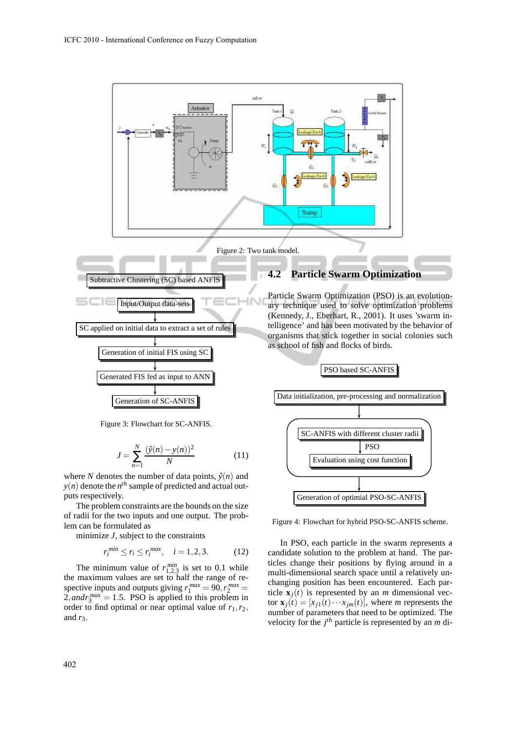Figure 2: Two tank model.

Subtractive Clustering (SC) based ANFIS

Input/Output data-sets

SC applied on initial data to extract a set of rules

Generation of initial FIS using SC

Generated FIS fed as input to ANN

Generation of SC-ANFIS

Figure 3: Flowchart for SC-ANFIS.

$$J = \sum_{n=1}^{N} \frac{(\hat{y}(n) - y(n))^2}{N} \tag{11}$$

where $N$ denotes the number of data points, $\hat{y}(n)$ and $y(n)$ denote the $n^{th}$ sample of predicted and actual outputs respectively.

The problem constraints are the bounds on the size of radii for the two inputs and one output. The problem can be formulated as

minimize $J$, subject to the constraints

$$r_i^{min} \leq r_i \leq r_i^{max}, \quad i = 1,2,3. \tag{12}$$

The minimum value of $r_{1,2,3}^{min}$ is set to 0.1 while the maximum values are set to half the range of respective inputs and outputs giving $r_1^{max} = 90, r_2^{max} = 2, and r_3^{max} = 1.5$. PSO is applied to this problem in order to find optimal or near optimal value of $r_1, r_2$, and $r_3$.

## 4.2 Particle Swarm Optimization

Particle Swarm Optimization (PSO) is an evolutionary technique used to solve optimization problems (Kennedy, J., Eberhart, R., 2001). It uses 'swarm intelligence' and has been motivated by the behavior of organisms that stick together in social colonies such as school of fish and flocks of birds.

PSO based SC-ANFIS

Data initialization, pre-processing and normalization

SC-ANFIS with different cluster radii

PSO

Evaluation using cost function

Generation of optimial PSO-SC-ANFIS

Figure 4: Flowchart for hybrid PSO-SC-ANFIS scheme.

In PSO, each particle in the swarm represents a candidate solution to the problem at hand. The particles change their positions by flying around in a multi-dimensional search space until a relatively unchanging position has been encountered. Each particle $\mathbf{x}_j(t)$ is represented by an $m$ dimensional vector $\mathbf{x}_j(t) = [x_{j1}(t) \cdots x_{jm}(t)]$, where $m$ represents the number of parameters that need to be optimized. The velocity for the $j^{th}$ particle is represented by an $m$ di-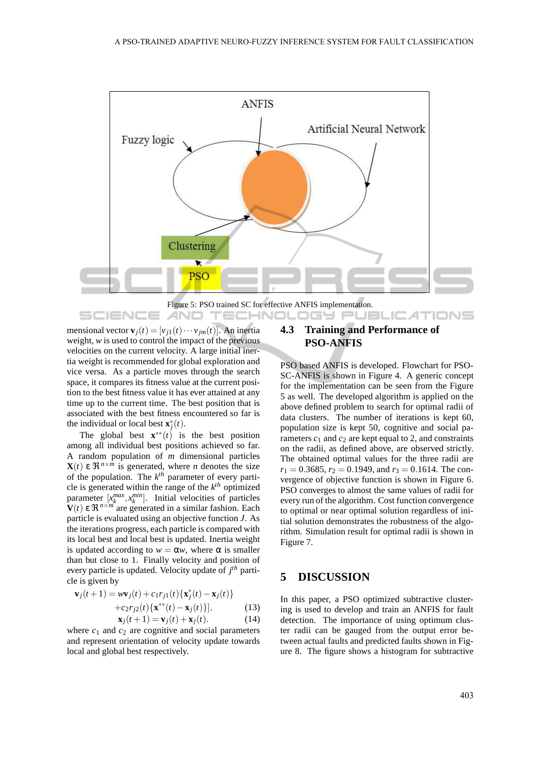Figure 5: PSO trained SC for effective ANFIS implementation.

mensional vector $\mathbf{v}_j(t) = [v_{j1}(t) \cdots v_{jm}(t)]$. An inertia weight, $w$ is used to control the impact of the previous velocities on the current velocity. A large initial inertia weight is recommended for global exploration and vice versa. As a particle moves through the search space, it compares its fitness value at the current position to the best fitness value it has ever attained at any time up to the current time. The best position that is associated with the best fitness encountered so far is the individual or local best $\mathbf{x}_j^*(t)$.

The global best $\mathbf{x}^{**}(t)$ is the best position among all individual best positions achieved so far. A random population of $m$ dimensional particles $\mathbf{X}(t) \,\varepsilon\, \Re^{n\times m}$ is generated, where $n$ denotes the size of the population. The $k^{th}$ parameter of every particle is generated within the range of the $k^{th}$ optimized parameter $[x_k^{max}, x_k^{min}]$. Initial velocities of particles $\mathbf{V}(t) \,\varepsilon\, \Re^{n\times m}$ are generated in a similar fashion. Each particle is evaluated using an objective function $J$. As the iterations progress, each particle is compared with its local best and local best is updated. Inertia weight is updated according to $w = \alpha w$, where $\alpha$ is smaller than but close to 1. Finally velocity and position of every particle is updated. Velocity update of $j^{th}$ particle is given by

$$\mathbf{v}_j(t+1) = w\mathbf{v}_j(t) + c_1 r_{j1}(t)\{\mathbf{x}_j^*(t) - \mathbf{x}_j(t)\} + c_2 r_{j2}(t)\{\mathbf{x}^{**}(t) - \mathbf{x}_j(t)\}], \quad (13)$$

$$\mathbf{x}_j(t+1) = \mathbf{v}_j(t) + \mathbf{x}_j(t). \quad (14)$$

where $c_1$ and $c_2$ are cognitive and social parameters and represent orientation of velocity update towards local and global best respectively.

### 4.3 Training and Performance of PSO-ANFIS

PSO based ANFIS is developed. Flowchart for PSO-SC-ANFIS is shown in Figure 4. A generic concept for the implementation can be seen from the Figure 5 as well. The developed algorithm is applied on the above defined problem to search for optimal radii of data clusters. The number of iterations is kept 60, population size is kept 50, cognitive and social parameters $c_1$ and $c_2$ are kept equal to 2, and constraints on the radii, as defined above, are observed strictly. The obtained optimal values for the three radii are $r_1 = 0.3685$, $r_2 = 0.1949$, and $r_3 = 0.1614$. The convergence of objective function is shown in Figure 6. PSO converges to almost the same values of radii for every run of the algorithm. Cost function convergence to optimal or near optimal solution regardless of initial solution demonstrates the robustness of the algorithm. Simulation result for optimal radii is shown in Figure 7.

## 5 DISCUSSION

In this paper, a PSO optimized subtractive clustering is used to develop and train an ANFIS for fault detection. The importance of using optimum cluster radii can be gauged from the output error between actual faults and predicted faults shown in Figure 8. The figure shows a histogram for subtractive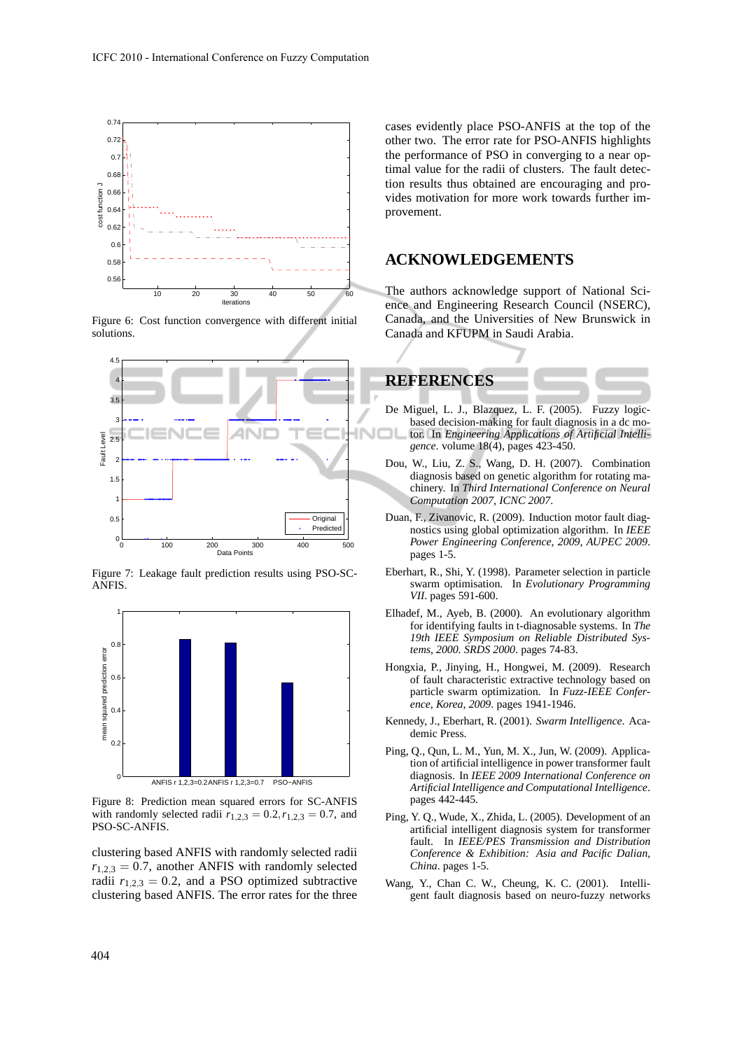Figure 6: Cost function convergence with different initial solutions.

Figure 7: Leakage fault prediction results using PSO-SC-ANFIS.

Figure 8: Prediction mean squared errors for SC-ANFIS with randomly selected radii $r_{1,2,3} = 0.2, r_{1,2,3} = 0.7$, and PSO-SC-ANFIS.

clustering based ANFIS with randomly selected radii $r_{1,2,3} = 0.7$, another ANFIS with randomly selected radii $r_{1,2,3} = 0.2$, and a PSO optimized subtractive clustering based ANFIS. The error rates for the three cases evidently place PSO-ANFIS at the top of the other two. The error rate for PSO-ANFIS highlights the performance of PSO in converging to a near optimal value for the radii of clusters. The fault detection results thus obtained are encouraging and provides motivation for more work towards further improvement.

## ACKNOWLEDGEMENTS

The authors acknowledge support of National Science and Engineering Research Council (NSERC), Canada, and the Universities of New Brunswick in Canada and KFUPM in Saudi Arabia.

## REFERENCES

De Miguel, L. J., Blazquez, L. F. (2005). Fuzzy logic-based decision-making for fault diagnosis in a dc motor. In *Engineering Applications of Artificial Intelligence*. volume 18(4), pages 423-450.

Dou, W., Liu, Z. S., Wang, D. H. (2007). Combination diagnosis based on genetic algorithm for rotating machinery. In *Third International Conference on Neural Computation 2007, ICNC 2007*.

Duan, F., Zivanovic, R. (2009). Induction motor fault diagnostics using global optimization algorithm. In *IEEE Power Engineering Conference, 2009, AUPEC 2009*. pages 1-5.

Eberhart, R., Shi, Y. (1998). Parameter selection in particle swarm optimisation. In *Evolutionary Programming VII*. pages 591-600.

Elhadef, M., Ayeb, B. (2000). An evolutionary algorithm for identifying faults in t-diagnosable systems. In *The 19th IEEE Symposium on Reliable Distributed Systems, 2000. SRDS 2000*. pages 74-83.

Hongxia, P., Jinying, H., Hongwei, M. (2009). Research of fault characteristic extractive technology based on particle swarm optimization. In *Fuzz-IEEE Conference, Korea, 2009*. pages 1941-1946.

Kennedy, J., Eberhart, R. (2001). *Swarm Intelligence*. Academic Press.

Ping, Q., Qun, L. M., Yun, M. X., Jun, W. (2009). Application of artificial intelligence in power transformer fault diagnosis. In *IEEE 2009 International Conference on Artificial Intelligence and Computational Intelligence*. pages 442-445.

Ping, Y. Q., Wude, X., Zhida, L. (2005). Development of an artificial intelligent diagnosis system for transformer fault. In *IEEE/PES Transmission and Distribution Conference & Exhibition: Asia and Pacific Dalian, China*. pages 1-5.

Wang, Y., Chan C. W., Cheung, K. C. (2001). Intelligent fault diagnosis based on neuro-fuzzy networks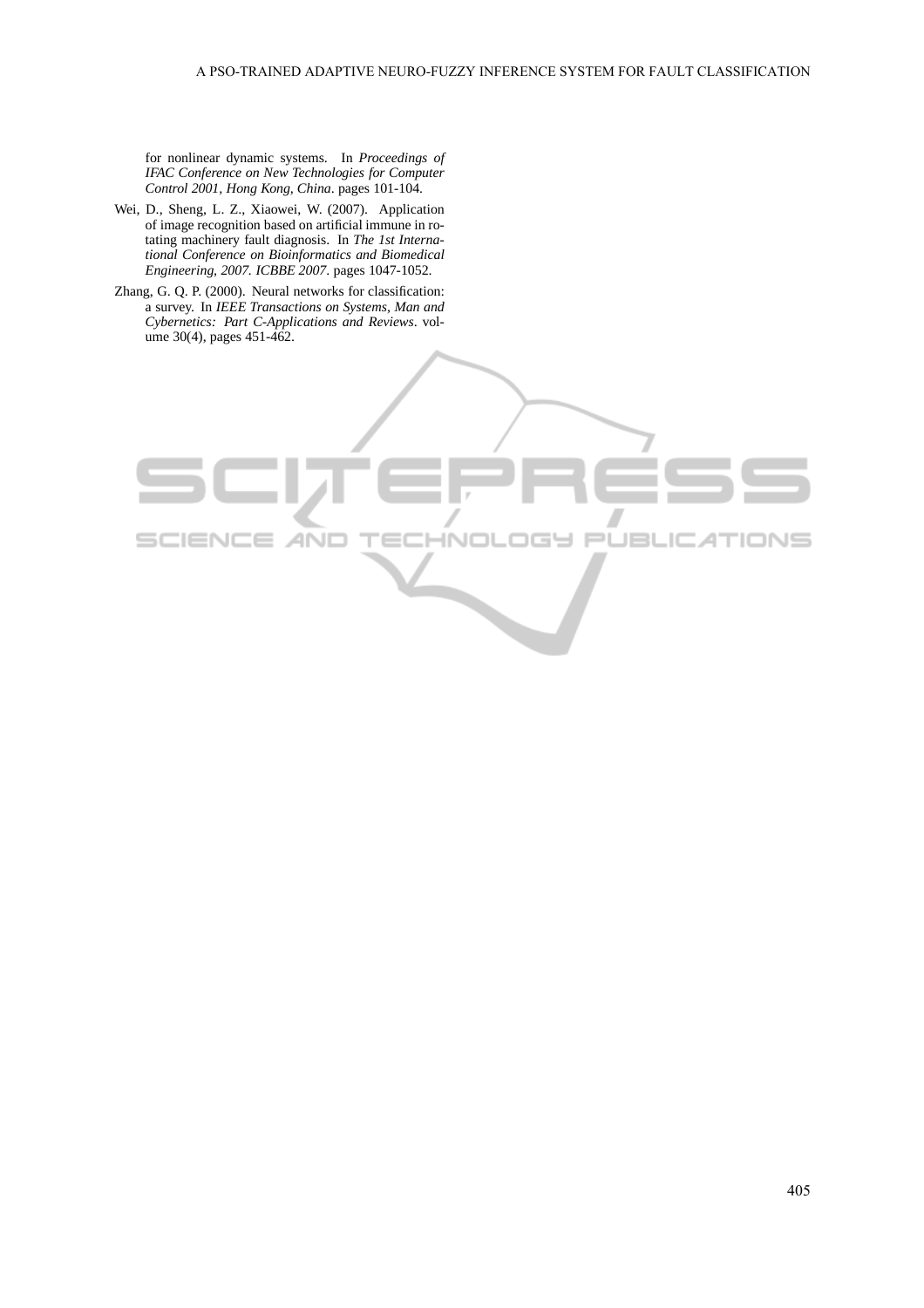for nonlinear dynamic systems. In *Proceedings of IFAC Conference on New Technologies for Computer Control 2001, Hong Kong, China*. pages 101-104.

Wei, D., Sheng, L. Z., Xiaowei, W. (2007). Application of image recognition based on artificial immune in rotating machinery fault diagnosis. In *The 1st International Conference on Bioinformatics and Biomedical Engineering, 2007. ICBBE 2007*. pages 1047-1052.

Zhang, G. Q. P. (2000). Neural networks for classification: a survey. In *IEEE Transactions on Systems, Man and Cybernetics: Part C-Applications and Reviews*. volume 30(4), pages 451-462.